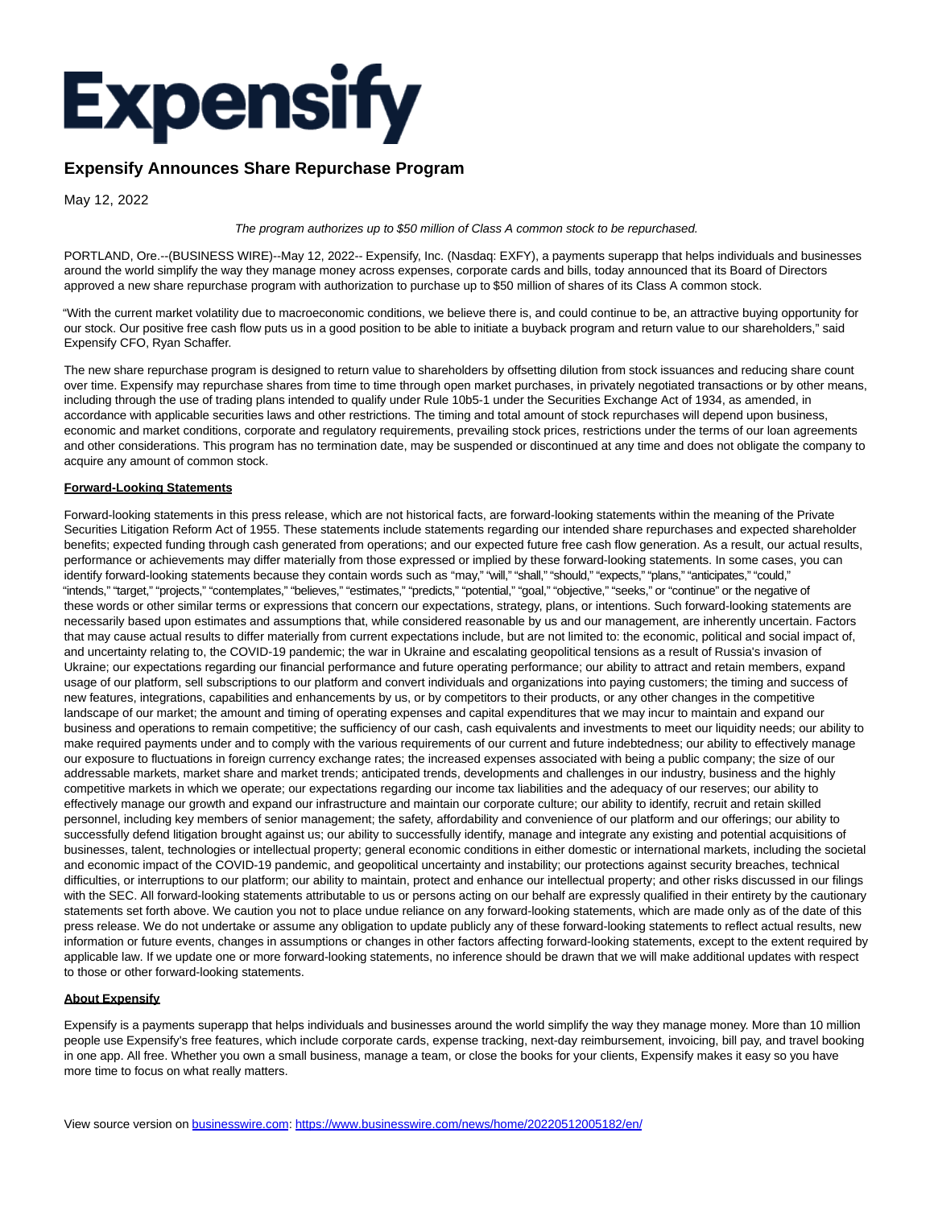# Expensify

## Expensify Announces Share Repurchase Program

May 12, 2022

*The program authorizes up to $50 million of Class A common stock to be repurchased.*

PORTLAND, Ore.--(BUSINESS WIRE)--May 12, 2022-- Expensify, Inc. (Nasdaq: EXFY), a payments superapp that helps individuals and businesses around the world simplify the way they manage money across expenses, corporate cards and bills, today announced that its Board of Directors approved a new share repurchase program with authorization to purchase up to $50 million of shares of its Class A common stock.

"With the current market volatility due to macroeconomic conditions, we believe there is, and could continue to be, an attractive buying opportunity for our stock. Our positive free cash flow puts us in a good position to be able to initiate a buyback program and return value to our shareholders," said Expensify CFO, Ryan Schaffer.

The new share repurchase program is designed to return value to shareholders by offsetting dilution from stock issuances and reducing share count over time. Expensify may repurchase shares from time to time through open market purchases, in privately negotiated transactions or by other means, including through the use of trading plans intended to qualify under Rule 10b5-1 under the Securities Exchange Act of 1934, as amended, in accordance with applicable securities laws and other restrictions. The timing and total amount of stock repurchases will depend upon business, economic and market conditions, corporate and regulatory requirements, prevailing stock prices, restrictions under the terms of our loan agreements and other considerations. This program has no termination date, may be suspended or discontinued at any time and does not obligate the company to acquire any amount of common stock.

**Forward-Looking Statements**

Forward-looking statements in this press release, which are not historical facts, are forward-looking statements within the meaning of the Private Securities Litigation Reform Act of 1955. These statements include statements regarding our intended share repurchases and expected shareholder benefits; expected funding through cash generated from operations; and our expected future free cash flow generation. As a result, our actual results, performance or achievements may differ materially from those expressed or implied by these forward-looking statements. In some cases, you can identify forward-looking statements because they contain words such as "may," "will," "shall," "should," "expects," "plans," "anticipates," "could," "intends," "target," "projects," "contemplates," "believes," "estimates," "predicts," "potential," "goal," "objective," "seeks," or "continue" or the negative of these words or other similar terms or expressions that concern our expectations, strategy, plans, or intentions. Such forward-looking statements are necessarily based upon estimates and assumptions that, while considered reasonable by us and our management, are inherently uncertain. Factors that may cause actual results to differ materially from current expectations include, but are not limited to: the economic, political and social impact of, and uncertainty relating to, the COVID-19 pandemic; the war in Ukraine and escalating geopolitical tensions as a result of Russia's invasion of Ukraine; our expectations regarding our financial performance and future operating performance; our ability to attract and retain members, expand usage of our platform, sell subscriptions to our platform and convert individuals and organizations into paying customers; the timing and success of new features, integrations, capabilities and enhancements by us, or by competitors to their products, or any other changes in the competitive landscape of our market; the amount and timing of operating expenses and capital expenditures that we may incur to maintain and expand our business and operations to remain competitive; the sufficiency of our cash, cash equivalents and investments to meet our liquidity needs; our ability to make required payments under and to comply with the various requirements of our current and future indebtedness; our ability to effectively manage our exposure to fluctuations in foreign currency exchange rates; the increased expenses associated with being a public company; the size of our addressable markets, market share and market trends; anticipated trends, developments and challenges in our industry, business and the highly competitive markets in which we operate; our expectations regarding our income tax liabilities and the adequacy of our reserves; our ability to effectively manage our growth and expand our infrastructure and maintain our corporate culture; our ability to identify, recruit and retain skilled personnel, including key members of senior management; the safety, affordability and convenience of our platform and our offerings; our ability to successfully defend litigation brought against us; our ability to successfully identify, manage and integrate any existing and potential acquisitions of businesses, talent, technologies or intellectual property; general economic conditions in either domestic or international markets, including the societal and economic impact of the COVID-19 pandemic, and geopolitical uncertainty and instability; our protections against security breaches, technical difficulties, or interruptions to our platform; our ability to maintain, protect and enhance our intellectual property; and other risks discussed in our filings with the SEC. All forward-looking statements attributable to us or persons acting on our behalf are expressly qualified in their entirety by the cautionary statements set forth above. We caution you not to place undue reliance on any forward-looking statements, which are made only as of the date of this press release. We do not undertake or assume any obligation to update publicly any of these forward-looking statements to reflect actual results, new information or future events, changes in assumptions or changes in other factors affecting forward-looking statements, except to the extent required by applicable law. If we update one or more forward-looking statements, no inference should be drawn that we will make additional updates with respect to those or other forward-looking statements.

**About Expensify**

Expensify is a payments superapp that helps individuals and businesses around the world simplify the way they manage money. More than 10 million people use Expensify's free features, which include corporate cards, expense tracking, next-day reimbursement, invoicing, bill pay, and travel booking in one app. All free. Whether you own a small business, manage a team, or close the books for your clients, Expensify makes it easy so you have more time to focus on what really matters.

View source version on businesswire.com: https://www.businesswire.com/news/home/20220512005182/en/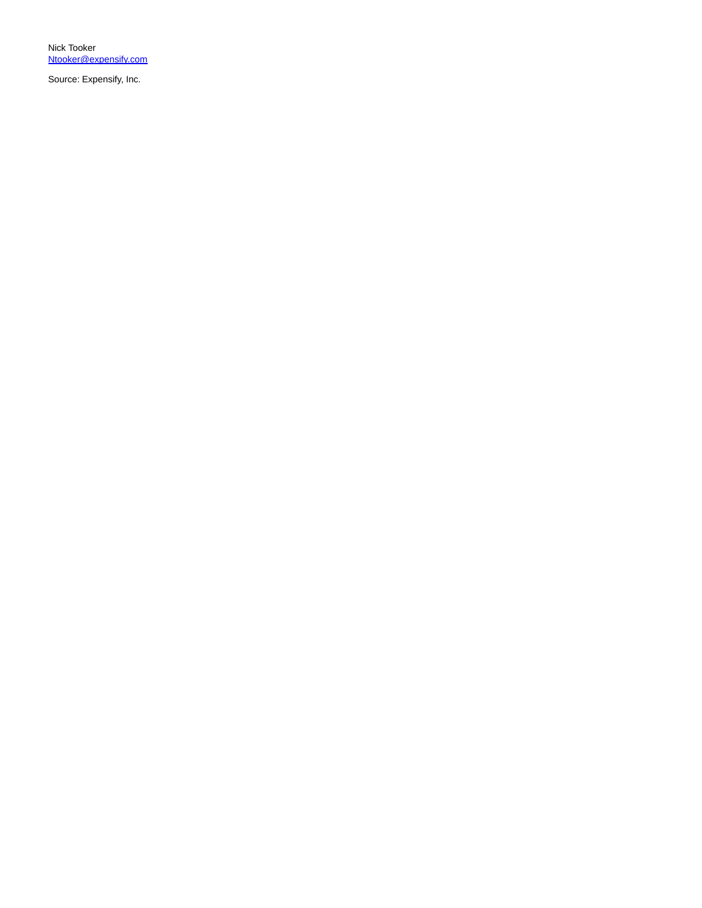Nick Tooker
[Ntooker@expensify.com](mailto:Ntooker@expensify.com)

Source: Expensify, Inc.